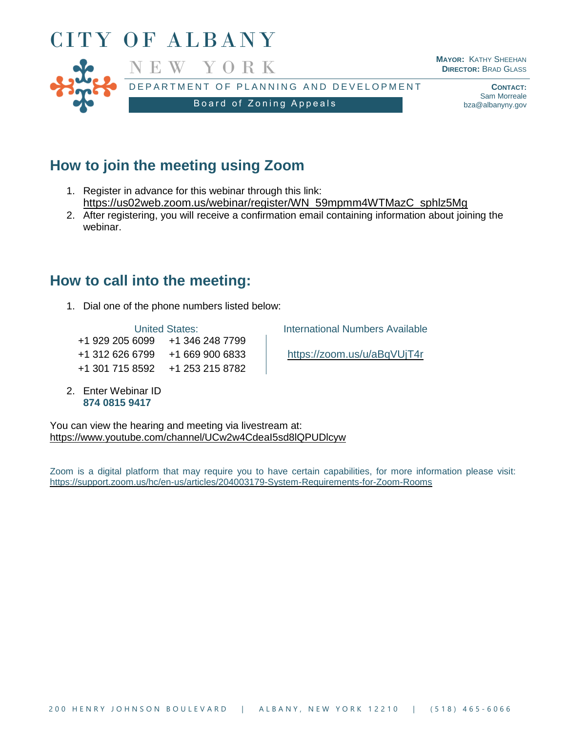# CITY OF ALBANY

NEW YORK

DEPARTMENT OF PLANNING AND DEVELOPMENT

Board of Zoning Appeals

**MAYOR:** KATHY SHEEHAN
**DIRECTOR:** BRAD GLASS

**CONTACT:**
Sam Morreale
bza@albanyny.gov

## How to join the meeting using Zoom

1. Register in advance for this webinar through this link: https://us02web.zoom.us/webinar/register/WN_59mpmm4WTMazC_sphlz5Mg
2. After registering, you will receive a confirmation email containing information about joining the webinar.

## How to call into the meeting:

1. Dial one of the phone numbers listed below:

| United States: | | International Numbers Available |
|---|---|---|
| +1 929 205 6099 | +1 346 248 7799 | |
| +1 312 626 6799 | +1 669 900 6833 | https://zoom.us/u/aBqVUjT4r |
| +1 301 715 8592 | +1 253 215 8782 | |

2. Enter Webinar ID
   **874 0815 9417**

You can view the hearing and meeting via livestream at:
https://www.youtube.com/channel/UCw2w4CdeaI5sd8lQPUDlcyw

Zoom is a digital platform that may require you to have certain capabilities, for more information please visit: https://support.zoom.us/hc/en-us/articles/204003179-System-Requirements-for-Zoom-Rooms

200 HENRY JOHNSON BOULEVARD | ALBANY, NEW YORK 12210 | (518) 465-6066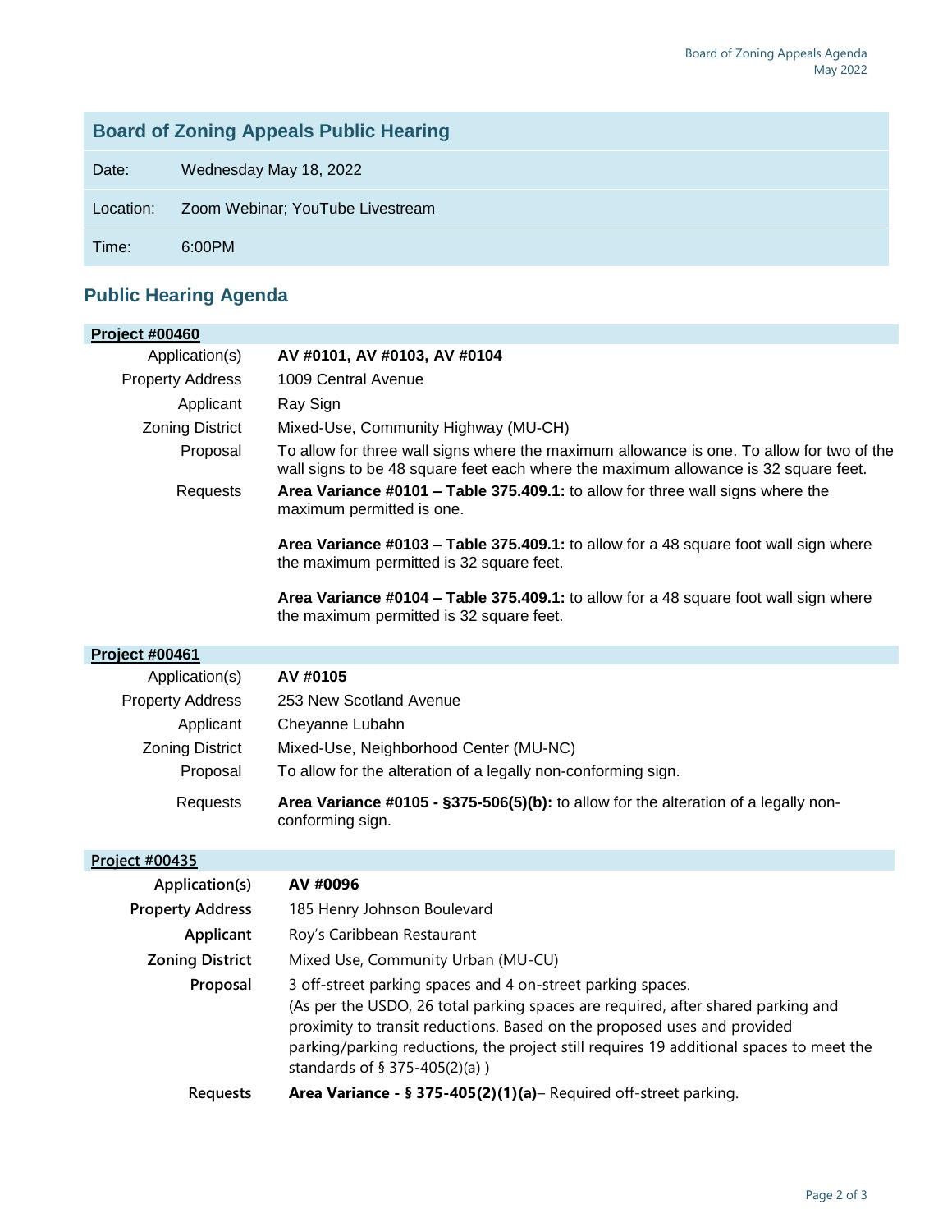## Board of Zoning Appeals Public Hearing

| | |
|---|---|
| Date: | Wednesday May 18, 2022 |
| Location: | Zoom Webinar; YouTube Livestream |
| Time: | 6:00PM |

## Public Hearing Agenda

### Project #00460

| | |
|---|---|
| Application(s) | **AV #0101, AV #0103, AV #0104** |
| Property Address | 1009 Central Avenue |
| Applicant | Ray Sign |
| Zoning District | Mixed-Use, Community Highway (MU-CH) |
| Proposal | To allow for three wall signs where the maximum allowance is one. To allow for two of the wall signs to be 48 square feet each where the maximum allowance is 32 square feet. |
| Requests | **Area Variance #0101 – Table 375.409.1:** to allow for three wall signs where the maximum permitted is one.<br><br>**Area Variance #0103 – Table 375.409.1:** to allow for a 48 square foot wall sign where the maximum permitted is 32 square feet.<br><br>**Area Variance #0104 – Table 375.409.1:** to allow for a 48 square foot wall sign where the maximum permitted is 32 square feet. |

### Project #00461

| | |
|---|---|
| Application(s) | **AV #0105** |
| Property Address | 253 New Scotland Avenue |
| Applicant | Cheyanne Lubahn |
| Zoning District | Mixed-Use, Neighborhood Center (MU-NC) |
| Proposal | To allow for the alteration of a legally non-conforming sign. |
| Requests | **Area Variance #0105 - §375-506(5)(b):** to allow for the alteration of a legally non-conforming sign. |

### Project #00435

| | |
|---|---|
| **Application(s)** | **AV #0096** |
| **Property Address** | 185 Henry Johnson Boulevard |
| **Applicant** | Roy's Caribbean Restaurant |
| **Zoning District** | Mixed Use, Community Urban (MU-CU) |
| **Proposal** | 3 off-street parking spaces and 4 on-street parking spaces.<br>(As per the USDO, 26 total parking spaces are required, after shared parking and proximity to transit reductions. Based on the proposed uses and provided parking/parking reductions, the project still requires 19 additional spaces to meet the standards of § 375-405(2)(a) ) |
| **Requests** | **Area Variance - § 375-405(2)(1)(a)**– Required off-street parking. |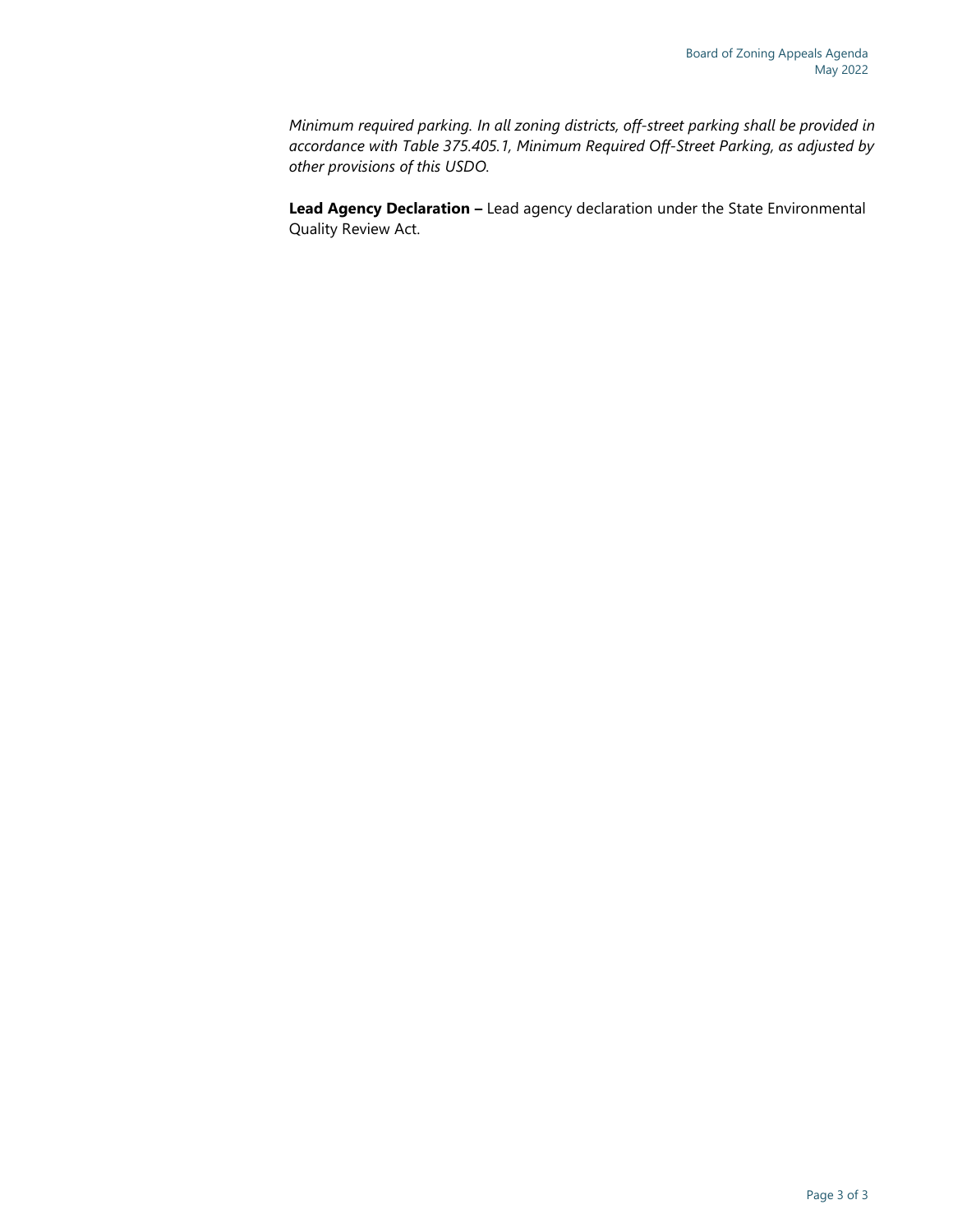*Minimum required parking. In all zoning districts, off-street parking shall be provided in accordance with Table 375.405.1, Minimum Required Off-Street Parking, as adjusted by other provisions of this USDO.*

**Lead Agency Declaration –** Lead agency declaration under the State Environmental Quality Review Act.